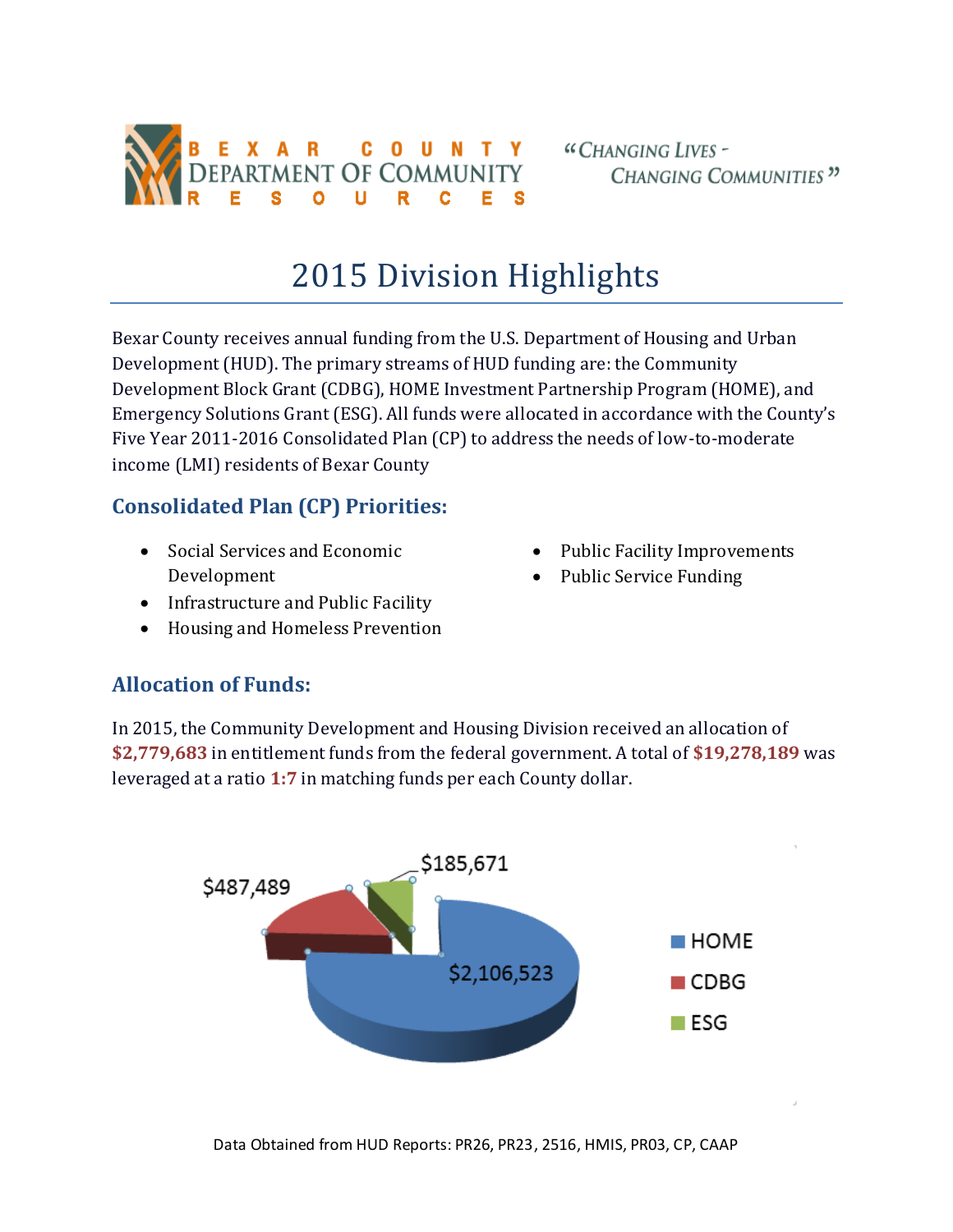BEXAR COUNTY DEPARTMENT OF COMMUNITY RESOURCES

*"Changing Lives - Changing Communities"*

# 2015 Division Highlights

Bexar County receives annual funding from the U.S. Department of Housing and Urban Development (HUD). The primary streams of HUD funding are: the Community Development Block Grant (CDBG), HOME Investment Partnership Program (HOME), and Emergency Solutions Grant (ESG). All funds were allocated in accordance with the County's Five Year 2011-2016 Consolidated Plan (CP) to address the needs of low-to-moderate income (LMI) residents of Bexar County

## Consolidated Plan (CP) Priorities:

- Social Services and Economic Development
- Infrastructure and Public Facility
- Housing and Homeless Prevention
- Public Facility Improvements
- Public Service Funding

## Allocation of Funds:

In 2015, the Community Development and Housing Division received an allocation of **$2,779,683** in entitlement funds from the federal government. A total of **$19,278,189** was leveraged at a ratio **1:7** in matching funds per each County dollar.

| Program | Amount |
|---|---|
| HOME | $2,106,523 |
| CDBG | $487,489 |
| ESG | $185,671 |

Data Obtained from HUD Reports: PR26, PR23, 2516, HMIS, PR03, CP, CAAP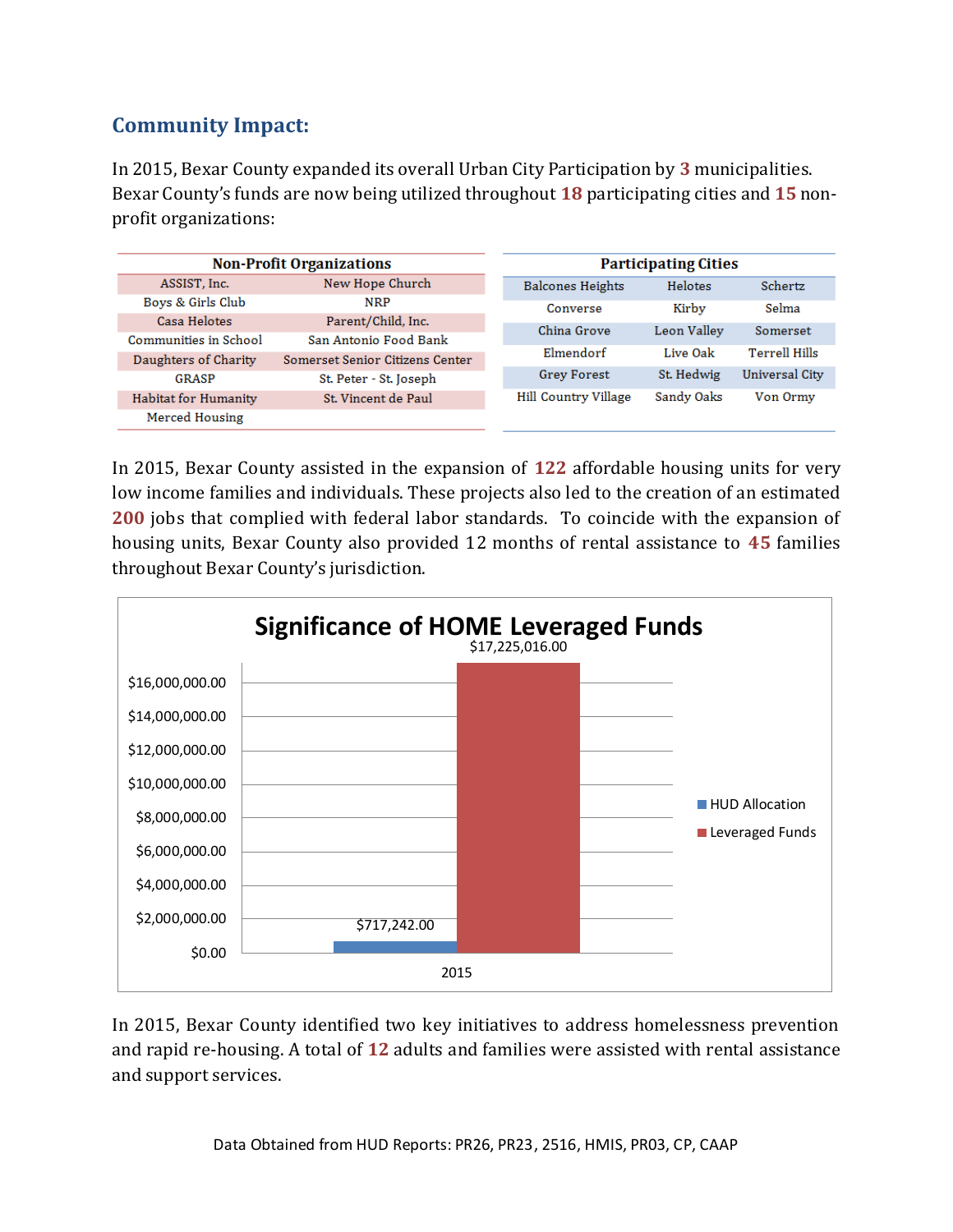## Community Impact:

In 2015, Bexar County expanded its overall Urban City Participation by **3** municipalities. Bexar County's funds are now being utilized throughout **18** participating cities and **15** non-profit organizations:

| Non-Profit Organizations | |
|---|---|
| ASSIST, Inc. | New Hope Church |
| Boys & Girls Club | NRP |
| Casa Helotes | Parent/Child, Inc. |
| Communities in School | San Antonio Food Bank |
| Daughters of Charity | Somerset Senior Citizens Center |
| GRASP | St. Peter - St. Joseph |
| Habitat for Humanity | St. Vincent de Paul |
| Merced Housing | |

| Participating Cities | | |
|---|---|---|
| Balcones Heights | Helotes | Schertz |
| Converse | Kirby | Selma |
| China Grove | Leon Valley | Somerset |
| Elmendorf | Live Oak | Terrell Hills |
| Grey Forest | St. Hedwig | Universal City |
| Hill Country Village | Sandy Oaks | Von Ormy |

In 2015, Bexar County assisted in the expansion of **122** affordable housing units for very low income families and individuals. These projects also led to the creation of an estimated **200** jobs that complied with federal labor standards. To coincide with the expansion of housing units, Bexar County also provided 12 months of rental assistance to **45** families throughout Bexar County's jurisdiction.

Significance of HOME Leveraged Funds

$17,225,016.00

$717,242.00

2015

HUD Allocation

Leveraged Funds

$16,000,000.00
$14,000,000.00
$12,000,000.00
$10,000,000.00
$8,000,000.00
$6,000,000.00
$4,000,000.00
$2,000,000.00
$0.00

In 2015, Bexar County identified two key initiatives to address homelessness prevention and rapid re-housing. A total of **12** adults and families were assisted with rental assistance and support services.

Data Obtained from HUD Reports: PR26, PR23, 2516, HMIS, PR03, CP, CAAP